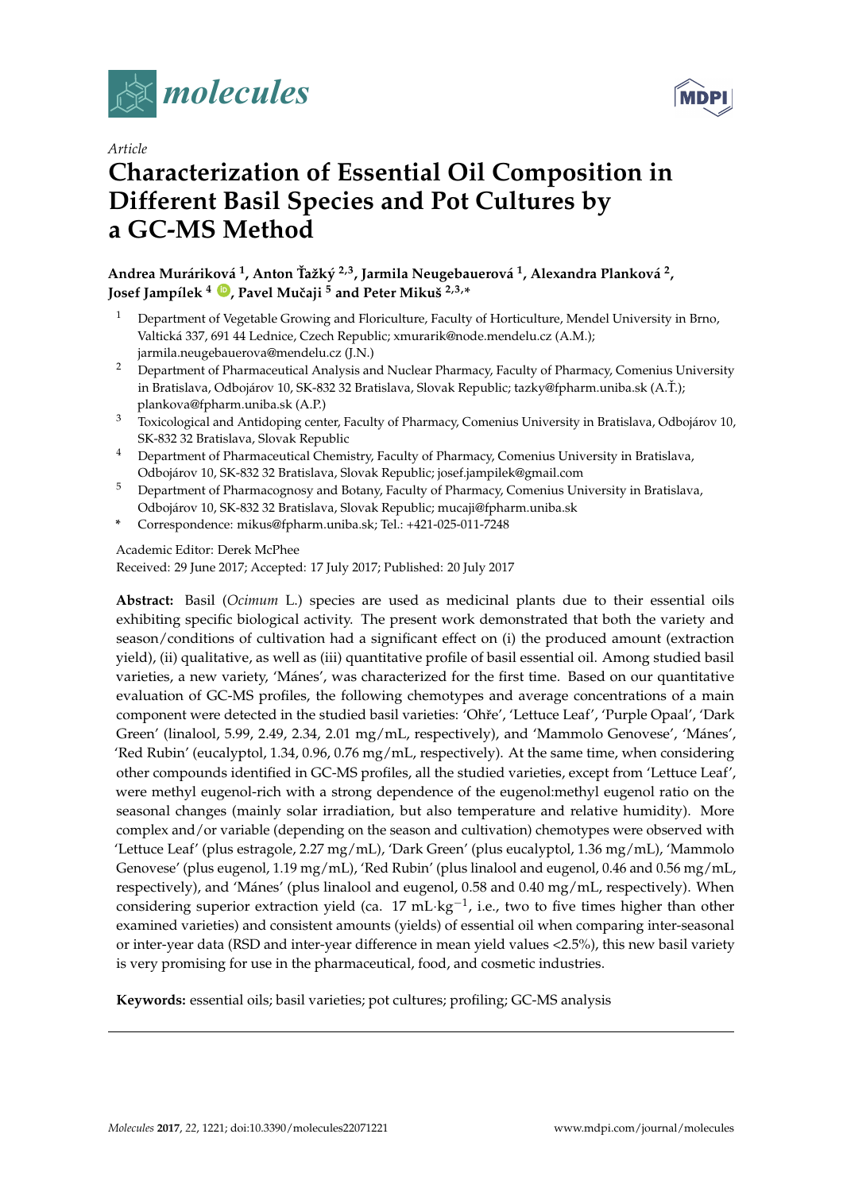*Article*

# Characterization of Essential Oil Composition in Different Basil Species and Pot Cultures by a GC-MS Method

**Andrea Muráriková [1], Anton Ťažký [2,3], Jarmila Neugebauerová [1], Alexandra Planková [2], Josef Jampílek [4], Pavel Mučaji [5] and Peter Mikuš [2,3,*]**

1. Department of Vegetable Growing and Floriculture, Faculty of Horticulture, Mendel University in Brno, Valtická 337, 691 44 Lednice, Czech Republic; xmurarik@node.mendelu.cz (A.M.); jarmila.neugebauerova@mendelu.cz (J.N.)
2. Department of Pharmaceutical Analysis and Nuclear Pharmacy, Faculty of Pharmacy, Comenius University in Bratislava, Odbojárov 10, SK-832 32 Bratislava, Slovak Republic; tazky@fpharm.uniba.sk (A.Ť.); plankova@fpharm.uniba.sk (A.P.)
3. Toxicological and Antidoping center, Faculty of Pharmacy, Comenius University in Bratislava, Odbojárov 10, SK-832 32 Bratislava, Slovak Republic
4. Department of Pharmaceutical Chemistry, Faculty of Pharmacy, Comenius University in Bratislava, Odbojárov 10, SK-832 32 Bratislava, Slovak Republic; josef.jampilek@gmail.com
5. Department of Pharmacognosy and Botany, Faculty of Pharmacy, Comenius University in Bratislava, Odbojárov 10, SK-832 32 Bratislava, Slovak Republic; mucaji@fpharm.uniba.sk

\* Correspondence: mikus@fpharm.uniba.sk; Tel.: +421-025-011-7248

Academic Editor: Derek McPhee

Received: 29 June 2017; Accepted: 17 July 2017; Published: 20 July 2017

**Abstract:** Basil (*Ocimum* L.) species are used as medicinal plants due to their essential oils exhibiting specific biological activity. The present work demonstrated that both the variety and season/conditions of cultivation had a significant effect on (i) the produced amount (extraction yield), (ii) qualitative, as well as (iii) quantitative profile of basil essential oil. Among studied basil varieties, a new variety, 'Mánes', was characterized for the first time. Based on our quantitative evaluation of GC-MS profiles, the following chemotypes and average concentrations of a main component were detected in the studied basil varieties: 'Ohře', 'Lettuce Leaf', 'Purple Opaal', 'Dark Green' (linalool, 5.99, 2.49, 2.34, 2.01 mg/mL, respectively), and 'Mammolo Genovese', 'Mánes', 'Red Rubin' (eucalyptol, 1.34, 0.96, 0.76 mg/mL, respectively). At the same time, when considering other compounds identified in GC-MS profiles, all the studied varieties, except from 'Lettuce Leaf', were methyl eugenol-rich with a strong dependence of the eugenol:methyl eugenol ratio on the seasonal changes (mainly solar irradiation, but also temperature and relative humidity). More complex and/or variable (depending on the season and cultivation) chemotypes were observed with 'Lettuce Leaf' (plus estragole, 2.27 mg/mL), 'Dark Green' (plus eucalyptol, 1.36 mg/mL), 'Mammolo Genovese' (plus eugenol, 1.19 mg/mL), 'Red Rubin' (plus linalool and eugenol, 0.46 and 0.56 mg/mL, respectively), and 'Mánes' (plus linalool and eugenol, 0.58 and 0.40 mg/mL, respectively). When considering superior extraction yield (ca. 17 $mL \cdot kg^{-1}$, i.e., two to five times higher than other examined varieties) and consistent amounts (yields) of essential oil when comparing inter-seasonal or inter-year data (RSD and inter-year difference in mean yield values <2.5%), this new basil variety is very promising for use in the pharmaceutical, food, and cosmetic industries.

**Keywords:** essential oils; basil varieties; pot cultures; profiling; GC-MS analysis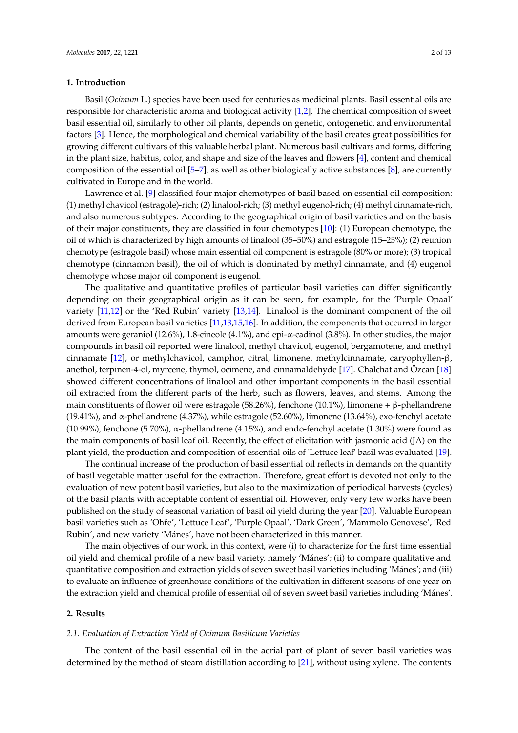## 1. Introduction

Basil (*Ocimum* L.) species have been used for centuries as medicinal plants. Basil essential oils are responsible for characteristic aroma and biological activity [1,2]. The chemical composition of sweet basil essential oil, similarly to other oil plants, depends on genetic, ontogenetic, and environmental factors [3]. Hence, the morphological and chemical variability of the basil creates great possibilities for growing different cultivars of this valuable herbal plant. Numerous basil cultivars and forms, differing in the plant size, habitus, color, and shape and size of the leaves and flowers [4], content and chemical composition of the essential oil [5–7], as well as other biologically active substances [8], are currently cultivated in Europe and in the world.

Lawrence et al. [9] classified four major chemotypes of basil based on essential oil composition: (1) methyl chavicol (estragole)-rich; (2) linalool-rich; (3) methyl eugenol-rich; (4) methyl cinnamate-rich, and also numerous subtypes. According to the geographical origin of basil varieties and on the basis of their major constituents, they are classified in four chemotypes [10]: (1) European chemotype, the oil of which is characterized by high amounts of linalool (35–50%) and estragole (15–25%); (2) reunion chemotype (estragole basil) whose main essential oil component is estragole (80% or more); (3) tropical chemotype (cinnamon basil), the oil of which is dominated by methyl cinnamate, and (4) eugenol chemotype whose major oil component is eugenol.

The qualitative and quantitative profiles of particular basil varieties can differ significantly depending on their geographical origin as it can be seen, for example, for the 'Purple Opaal' variety [11,12] or the 'Red Rubin' variety [13,14]. Linalool is the dominant component of the oil derived from European basil varieties [11,13,15,16]. In addition, the components that occurred in larger amounts were geraniol (12.6%), 1.8-cineole (4.1%), and epi-α-cadinol (3.8%). In other studies, the major compounds in basil oil reported were linalool, methyl chavicol, eugenol, bergamotene, and methyl cinnamate [12], or methylchavicol, camphor, citral, limonene, methylcinnamate, caryophyllen-β, anethol, terpinen-4-ol, myrcene, thymol, ocimene, and cinnamaldehyde [17]. Chalchat and Özcan [18] showed different concentrations of linalool and other important components in the basil essential oil extracted from the different parts of the herb, such as flowers, leaves, and stems. Among the main constituents of flower oil were estragole (58.26%), fenchone (10.1%), limonene + β-phellandrene (19.41%), and α-phellandrene (4.37%), while estragole (52.60%), limonene (13.64%), exo-fenchyl acetate (10.99%), fenchone (5.70%), α-phellandrene (4.15%), and endo-fenchyl acetate (1.30%) were found as the main components of basil leaf oil. Recently, the effect of elicitation with jasmonic acid (JA) on the plant yield, the production and composition of essential oils of 'Lettuce leaf' basil was evaluated [19].

The continual increase of the production of basil essential oil reflects in demands on the quantity of basil vegetable matter useful for the extraction. Therefore, great effort is devoted not only to the evaluation of new potent basil varieties, but also to the maximization of periodical harvests (cycles) of the basil plants with acceptable content of essential oil. However, only very few works have been published on the study of seasonal variation of basil oil yield during the year [20]. Valuable European basil varieties such as 'Ohře', 'Lettuce Leaf', 'Purple Opaal', 'Dark Green', 'Mammolo Genovese', 'Red Rubin', and new variety 'Mánes', have not been characterized in this manner.

The main objectives of our work, in this context, were (i) to characterize for the first time essential oil yield and chemical profile of a new basil variety, namely 'Mánes'; (ii) to compare qualitative and quantitative composition and extraction yields of seven sweet basil varieties including 'Mánes'; and (iii) to evaluate an influence of greenhouse conditions of the cultivation in different seasons of one year on the extraction yield and chemical profile of essential oil of seven sweet basil varieties including 'Mánes'.

## 2. Results

### 2.1. Evaluation of Extraction Yield of Ocimum Basilicum Varieties

The content of the basil essential oil in the aerial part of plant of seven basil varieties was determined by the method of steam distillation according to [21], without using xylene. The contents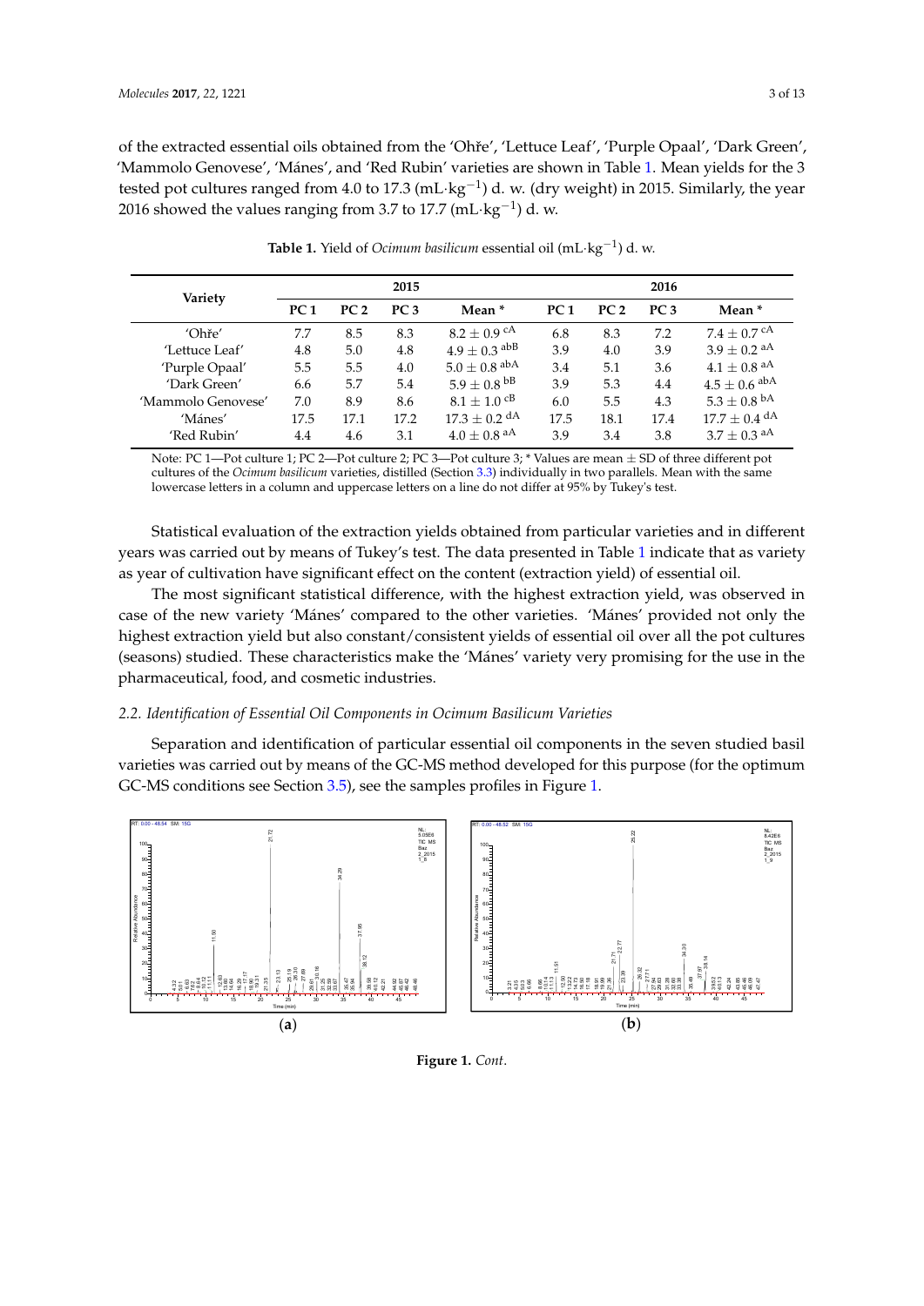of the extracted essential oils obtained from the 'Ohře', 'Lettuce Leaf', 'Purple Opaal', 'Dark Green', 'Mammolo Genovese', 'Mánes', and 'Red Rubin' varieties are shown in Table 1. Mean yields for the 3 tested pot cultures ranged from 4.0 to 17.3 ($mL \cdot kg^{-1}$) d. w. (dry weight) in 2015. Similarly, the year 2016 showed the values ranging from 3.7 to 17.7 ($mL \cdot kg^{-1}$) d. w.

**Table 1.** Yield of *Ocimum basilicum* essential oil ($mL \cdot kg^{-1}$) d. w.

| Variety | 2015 | | | | 2016 | | | |
|---|---|---|---|---|---|---|---|---|
| | PC 1 | PC 2 | PC 3 | Mean * | PC 1 | PC 2 | PC 3 | Mean * |
| 'Ohře' | 7.7 | 8.5 | 8.3 | $8.2 \pm 0.9$ [cA] | 6.8 | 8.3 | 7.2 | $7.4 \pm 0.7$ [cA] |
| 'Lettuce Leaf' | 4.8 | 5.0 | 4.8 | $4.9 \pm 0.3$ [abB] | 3.9 | 4.0 | 3.9 | $3.9 \pm 0.2$ [aA] |
| 'Purple Opaal' | 5.5 | 5.5 | 4.0 | $5.0 \pm 0.8$ [abA] | 3.4 | 5.1 | 3.6 | $4.1 \pm 0.8$ [aA] |
| 'Dark Green' | 6.6 | 5.7 | 5.4 | $5.9 \pm 0.8$ [bB] | 3.9 | 5.3 | 4.4 | $4.5 \pm 0.6$ [abA] |
| 'Mammolo Genovese' | 7.0 | 8.9 | 8.6 | $8.1 \pm 1.0$ [cB] | 6.0 | 5.5 | 4.3 | $5.3 \pm 0.8$ [bA] |
| 'Mánes' | 17.5 | 17.1 | 17.2 | $17.3 \pm 0.2$ [dA] | 17.5 | 18.1 | 17.4 | $17.7 \pm 0.4$ [dA] |
| 'Red Rubin' | 4.4 | 4.6 | 3.1 | $4.0 \pm 0.8$ [aA] | 3.9 | 3.4 | 3.8 | $3.7 \pm 0.3$ [aA] |

Note: PC 1—Pot culture 1; PC 2—Pot culture 2; PC 3—Pot culture 3; * Values are mean ± SD of three different pot cultures of the *Ocimum basilicum* varieties, distilled (Section 3.3) individually in two parallels. Mean with the same lowercase letters in a column and uppercase letters on a line do not differ at 95% by Tukey's test.

Statistical evaluation of the extraction yields obtained from particular varieties and in different years was carried out by means of Tukey's test. The data presented in Table 1 indicate that as variety as year of cultivation have significant effect on the content (extraction yield) of essential oil.

The most significant statistical difference, with the highest extraction yield, was observed in case of the new variety 'Mánes' compared to the other varieties. 'Mánes' provided not only the highest extraction yield but also constant/consistent yields of essential oil over all the pot cultures (seasons) studied. These characteristics make the 'Mánes' variety very promising for the use in the pharmaceutical, food, and cosmetic industries.

### *2.2. Identification of Essential Oil Components in Ocimum Basilicum Varieties*

Separation and identification of particular essential oil components in the seven studied basil varieties was carried out by means of the GC-MS method developed for this purpose (for the optimum GC-MS conditions see Section 3.5), see the samples profiles in Figure 1.

(**a**) (**b**)

**Figure 1.** *Cont.*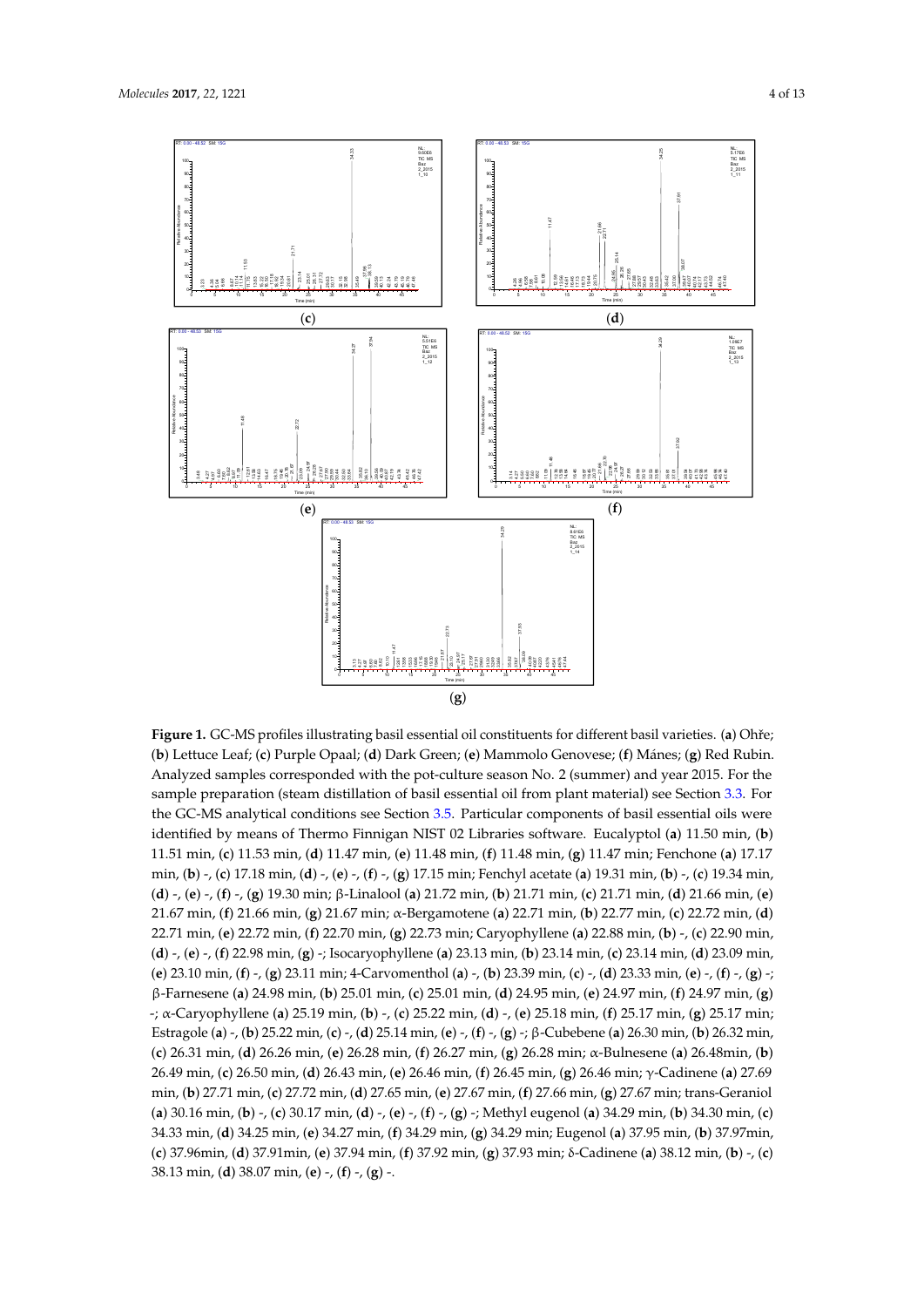(**c**) (**d**)

(**e**) (**f**)

(**g**)

**Figure 1.** GC-MS profiles illustrating basil essential oil constituents for different basil varieties. (**a**) Ohře; (**b**) Lettuce Leaf; (**c**) Purple Opaal; (**d**) Dark Green; (**e**) Mammolo Genovese; (**f**) Mánes; (**g**) Red Rubin. Analyzed samples corresponded with the pot-culture season No. 2 (summer) and year 2015. For the sample preparation (steam distillation of basil essential oil from plant material) see Section 3.3. For the GC-MS analytical conditions see Section 3.5. Particular components of basil essential oils were identified by means of Thermo Finnigan NIST 02 Libraries software. Eucalyptol (**a**) 11.50 min, (**b**) 11.51 min, (**c**) 11.53 min, (**d**) 11.47 min, (**e**) 11.48 min, (**f**) 11.48 min, (**g**) 11.47 min; Fenchone (**a**) 17.17 min, (**b**) -, (**c**) 17.18 min, (**d**) -, (**e**) -, (**f**) -, (**g**) 17.15 min; Fenchyl acetate (**a**) 19.31 min, (**b**) -, (**c**) 19.34 min, (**d**) -, (**e**) -, (**f**) -, (**g**) 19.30 min; β-Linalool (**a**) 21.72 min, (**b**) 21.71 min, (**c**) 21.71 min, (**d**) 21.66 min, (**e**) 21.67 min, (**f**) 21.66 min, (**g**) 21.67 min; α-Bergamotene (**a**) 22.71 min, (**b**) 22.77 min, (**c**) 22.72 min, (**d**) 22.71 min, (**e**) 22.72 min, (**f**) 22.70 min, (**g**) 22.73 min; Caryophyllene (**a**) 22.88 min, (**b**) -, (**c**) 22.90 min, (**d**) -, (**e**) -, (**f**) 22.98 min, (**g**) -; Isocaryophyllene (**a**) 23.13 min, (**b**) 23.14 min, (**c**) 23.14 min, (**d**) 23.09 min, (**e**) 23.10 min, (**f**) -, (**g**) 23.11 min; 4-Carvomenthol (**a**) -, (**b**) 23.39 min, (**c**) -, (**d**) 23.33 min, (**e**) -, (**f**) -, (**g**) -; β-Farnesene (**a**) 24.98 min, (**b**) 25.01 min, (**c**) 25.01 min, (**d**) 24.95 min, (**e**) 24.97 min, (**f**) 24.97 min, (**g**) -; α-Caryophyllene (**a**) 25.19 min, (**b**) -, (**c**) 25.22 min, (**d**) -, (**e**) 25.18 min, (**f**) 25.17 min, (**g**) 25.17 min; Estragole (**a**) -, (**b**) 25.22 min, (**c**) -, (**d**) 25.14 min, (**e**) -, (**f**) -, (**g**) -; β-Cubebene (**a**) 26.30 min, (**b**) 26.32 min, (**c**) 26.31 min, (**d**) 26.26 min, (**e**) 26.28 min, (**f**) 26.27 min, (**g**) 26.28 min; α-Bulnesene (**a**) 26.48min, (**b**) 26.49 min, (**c**) 26.50 min, (**d**) 26.43 min, (**e**) 26.46 min, (**f**) 26.45 min, (**g**) 26.46 min; γ-Cadinene (**a**) 27.69 min, (**b**) 27.71 min, (**c**) 27.72 min, (**d**) 27.65 min, (**e**) 27.67 min, (**f**) 27.66 min, (**g**) 27.67 min; trans-Geraniol (**a**) 30.16 min, (**b**) -, (**c**) 30.17 min, (**d**) -, (**e**) -, (**f**) -, (**g**) -; Methyl eugenol (**a**) 34.29 min, (**b**) 34.30 min, (**c**) 34.33 min, (**d**) 34.25 min, (**e**) 34.27 min, (**f**) 34.29 min, (**g**) 34.29 min; Eugenol (**a**) 37.95 min, (**b**) 37.97min, (**c**) 37.96min, (**d**) 37.91min, (**e**) 37.94 min, (**f**) 37.92 min, (**g**) 37.93 min; δ-Cadinene (**a**) 38.12 min, (**b**) -, (**c**) 38.13 min, (**d**) 38.07 min, (**e**) -, (**f**) -, (**g**) -.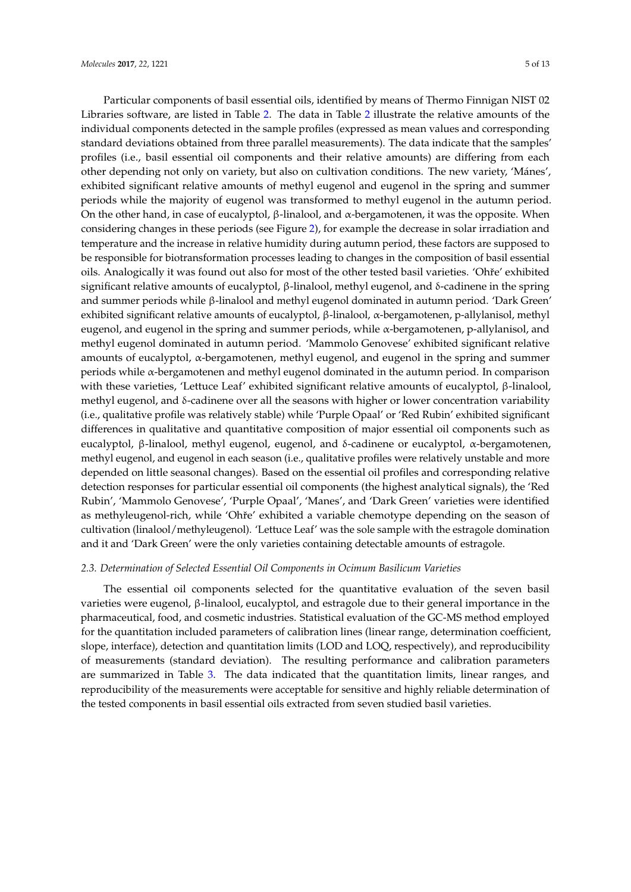Particular components of basil essential oils, identified by means of Thermo Finnigan NIST 02 Libraries software, are listed in Table 2. The data in Table 2 illustrate the relative amounts of the individual components detected in the sample profiles (expressed as mean values and corresponding standard deviations obtained from three parallel measurements). The data indicate that the samples' profiles (i.e., basil essential oil components and their relative amounts) are differing from each other depending not only on variety, but also on cultivation conditions. The new variety, 'Mánes', exhibited significant relative amounts of methyl eugenol and eugenol in the spring and summer periods while the majority of eugenol was transformed to methyl eugenol in the autumn period. On the other hand, in case of eucalyptol, β-linalool, and α-bergamotenen, it was the opposite. When considering changes in these periods (see Figure 2), for example the decrease in solar irradiation and temperature and the increase in relative humidity during autumn period, these factors are supposed to be responsible for biotransformation processes leading to changes in the composition of basil essential oils. Analogically it was found out also for most of the other tested basil varieties. 'Ohře' exhibited significant relative amounts of eucalyptol, β-linalool, methyl eugenol, and δ-cadinene in the spring and summer periods while β-linalool and methyl eugenol dominated in autumn period. 'Dark Green' exhibited significant relative amounts of eucalyptol, β-linalool, α-bergamotenen, p-allylanisol, methyl eugenol, and eugenol in the spring and summer periods, while α-bergamotenen, p-allylanisol, and methyl eugenol dominated in autumn period. 'Mammolo Genovese' exhibited significant relative amounts of eucalyptol, α-bergamotenen, methyl eugenol, and eugenol in the spring and summer periods while α-bergamotenen and methyl eugenol dominated in the autumn period. In comparison with these varieties, 'Lettuce Leaf' exhibited significant relative amounts of eucalyptol, β-linalool, methyl eugenol, and δ-cadinene over all the seasons with higher or lower concentration variability (i.e., qualitative profile was relatively stable) while 'Purple Opaal' or 'Red Rubin' exhibited significant differences in qualitative and quantitative composition of major essential oil components such as eucalyptol, β-linalool, methyl eugenol, eugenol, and δ-cadinene or eucalyptol, α-bergamotenen, methyl eugenol, and eugenol in each season (i.e., qualitative profiles were relatively unstable and more depended on little seasonal changes). Based on the essential oil profiles and corresponding relative detection responses for particular essential oil components (the highest analytical signals), the 'Red Rubin', 'Mammolo Genovese', 'Purple Opaal', 'Manes', and 'Dark Green' varieties were identified as methyleugenol-rich, while 'Ohře' exhibited a variable chemotype depending on the season of cultivation (linalool/methyleugenol). 'Lettuce Leaf' was the sole sample with the estragole domination and it and 'Dark Green' were the only varieties containing detectable amounts of estragole.

### *2.3. Determination of Selected Essential Oil Components in Ocimum Basilicum Varieties*

The essential oil components selected for the quantitative evaluation of the seven basil varieties were eugenol, β-linalool, eucalyptol, and estragole due to their general importance in the pharmaceutical, food, and cosmetic industries. Statistical evaluation of the GC-MS method employed for the quantitation included parameters of calibration lines (linear range, determination coefficient, slope, interface), detection and quantitation limits (LOD and LOQ, respectively), and reproducibility of measurements (standard deviation). The resulting performance and calibration parameters are summarized in Table 3. The data indicated that the quantitation limits, linear ranges, and reproducibility of the measurements were acceptable for sensitive and highly reliable determination of the tested components in basil essential oils extracted from seven studied basil varieties.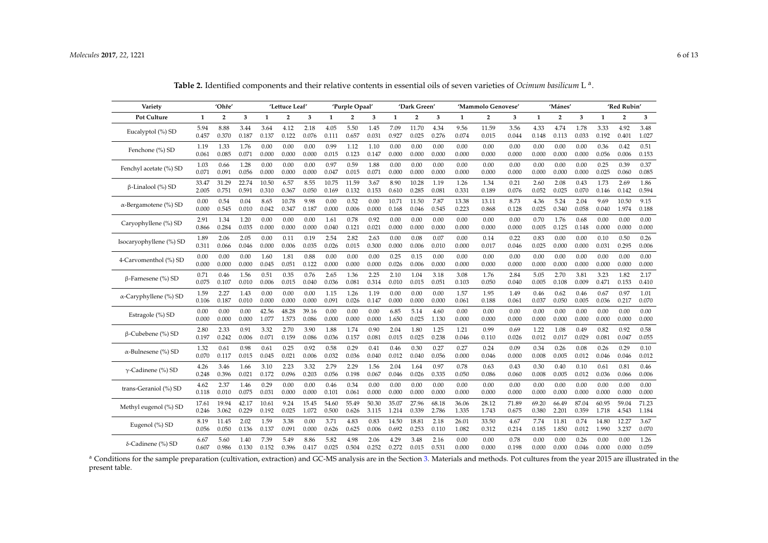**Table 2.** Identified components and their relative contents in essential oils of seven varieties of *Ocimum basilicum* L [a].

| Variety | 'Ohře' | | | 'Lettuce Leaf' | | | 'Purple Opaal' | | | 'Dark Green' | | | 'Mammolo Genovese' | | | 'Mánes' | | | 'Red Rubin' | | |
|---|---|---|---|---|---|---|---|---|---|---|---|---|---|---|---|---|---|---|---|---|---|
| Pot Culture | 1 | 2 | 3 | 1 | 2 | 3 | 1 | 2 | 3 | 1 | 2 | 3 | 1 | 2 | 3 | 1 | 2 | 3 | 1 | 2 | 3 |
| Eucalyptol (%) SD | 5.94 0.457 | 8.88 0.370 | 3.44 0.187 | 3.64 0.137 | 4.12 0.122 | 2.18 0.076 | 4.05 0.111 | 5.50 0.657 | 1.45 0.031 | 7.09 0.927 | 11.70 0.025 | 4.34 0.276 | 9.56 0.074 | 11.59 0.015 | 3.56 0.044 | 4.33 0.148 | 4.74 0.113 | 1.78 0.033 | 3.33 0.192 | 4.92 0.401 | 3.48 1.027 |
| Fenchone (%) SD | 1.19 0.061 | 1.33 0.085 | 1.76 0.071 | 0.00 0.000 | 0.00 0.000 | 0.00 0.000 | 0.99 0.015 | 1.12 0.123 | 1.10 0.147 | 0.00 0.000 | 0.00 0.000 | 0.00 0.000 | 0.00 0.000 | 0.00 0.000 | 0.00 0.000 | 0.00 0.000 | 0.00 0.000 | 0.00 0.000 | 0.36 0.056 | 0.42 0.006 | 0.51 0.153 |
| Fenchyl acetate (%) SD | 1.03 0.071 | 0.66 0.091 | 1.28 0.056 | 0.00 0.000 | 0.00 0.000 | 0.00 0.000 | 0.97 0.047 | 0.59 0.015 | 1.88 0.071 | 0.00 0.000 | 0.00 0.000 | 0.00 0.000 | 0.00 0.000 | 0.00 0.000 | 0.00 0.000 | 0.00 0.000 | 0.00 0.000 | 0.00 0.000 | 0.25 0.025 | 0.39 0.060 | 0.37 0.085 |
| β-Linalool (%) SD | 33.47 2.005 | 31.29 0.751 | 22.74 0.591 | 10.50 0.310 | 6.57 0.367 | 8.55 0.050 | 10.75 0.169 | 11.59 0.132 | 3.67 0.153 | 8.90 0.610 | 10.28 0.285 | 1.19 0.081 | 1.26 0.331 | 1.34 0.189 | 0.21 0.076 | 2.60 0.052 | 2.08 0.025 | 0.43 0.070 | 1.73 0.146 | 2.69 0.142 | 1.86 0.594 |
| α-Bergamotene (%) SD | 0.00 0.000 | 0.54 0.545 | 0.04 0.010 | 8.65 0.042 | 10.78 0.347 | 9.98 0.187 | 0.00 0.000 | 0.52 0.006 | 0.00 0.000 | 10.71 0.168 | 11.50 0.046 | 7.87 0.545 | 13.38 0.223 | 13.11 0.868 | 8.73 0.128 | 4.36 0.025 | 5.24 0.340 | 2.04 0.058 | 9.69 0.040 | 10.50 1.974 | 9.15 0.188 |
| Caryophyllene (%) SD | 2.91 0.866 | 1.34 0.284 | 1.20 0.035 | 0.00 0.000 | 0.00 0.000 | 0.00 0.000 | 1.61 0.040 | 0.78 0.121 | 0.92 0.021 | 0.00 0.000 | 0.00 0.000 | 0.00 0.000 | 0.00 0.000 | 0.00 0.000 | 0.00 0.000 | 0.70 0.005 | 1.76 0.125 | 0.68 0.148 | 0.00 0.000 | 0.00 0.000 | 0.00 0.000 |
| Isocaryophyllene (%) SD | 1.89 0.311 | 2.06 0.066 | 2.05 0.046 | 0.00 0.000 | 0.11 0.006 | 0.19 0.035 | 2.54 0.026 | 2.82 0.015 | 2.63 0.300 | 0.00 0.000 | 0.08 0.006 | 0.07 0.010 | 0.00 0.000 | 0.14 0.017 | 0.22 0.046 | 0.83 0.025 | 0.00 0.000 | 0.00 0.000 | 0.10 0.031 | 0.50 0.295 | 0.26 0.006 |
| 4-Carvomenthol (%) SD | 0.00 0.000 | 0.00 0.000 | 0.00 0.000 | 1.60 0.045 | 1.81 0.051 | 0.88 0.122 | 0.00 0.000 | 0.00 0.000 | 0.00 0.000 | 0.25 0.026 | 0.15 0.006 | 0.00 0.000 | 0.00 0.000 | 0.00 0.000 | 0.00 0.000 | 0.00 0.000 | 0.00 0.000 | 0.00 0.000 | 0.00 0.000 | 0.00 0.000 | 0.00 0.000 |
| β-Farnesene (%) SD | 0.71 0.075 | 0.46 0.107 | 1.56 0.010 | 0.51 0.006 | 0.35 0.015 | 0.76 0.040 | 2.65 0.036 | 1.36 0.081 | 2.25 0.314 | 2.10 0.010 | 1.04 0.015 | 3.18 0.051 | 3.08 0.103 | 1.76 0.050 | 2.84 0.040 | 5.05 0.005 | 2.70 0.108 | 3.81 0.009 | 3.23 0.471 | 1.82 0.153 | 2.17 0.410 |
| α-Caryphyllene (%) SD | 1.59 0.106 | 2.27 0.187 | 1.43 0.010 | 0.00 0.000 | 0.00 0.000 | 0.00 0.000 | 1.15 0.091 | 1.26 0.026 | 1.19 0.147 | 0.00 0.000 | 0.00 0.000 | 0.00 0.000 | 1.57 0.061 | 1.95 0.188 | 1.49 0.061 | 0.46 0.037 | 0.62 0.050 | 0.46 0.005 | 0.67 0.036 | 0.97 0.217 | 1.01 0.070 |
| Estragole (%) SD | 0.00 0.000 | 0.00 0.000 | 0.00 0.000 | 42.56 1.077 | 48.28 1.573 | 39.16 0.086 | 0.00 0.000 | 0.00 0.000 | 0.00 0.000 | 6.85 1.650 | 5.14 0.025 | 4.60 1.130 | 0.00 0.000 | 0.00 0.000 | 0.00 0.000 | 0.00 0.000 | 0.00 0.000 | 0.00 0.000 | 0.00 0.000 | 0.00 0.000 | 0.00 0.000 |
| β-Cubebene (%) SD | 2.80 0.197 | 2.33 0.242 | 0.91 0.006 | 3.32 0.071 | 2.70 0.159 | 3.90 0.086 | 1.88 0.036 | 1.74 0.157 | 0.90 0.081 | 2.04 0.015 | 1.80 0.025 | 1.25 0.238 | 1.21 0.046 | 0.99 0.110 | 0.69 0.026 | 1.22 0.012 | 1.08 0.017 | 0.49 0.029 | 0.82 0.081 | 0.92 0.047 | 0.58 0.055 |
| α-Bulnesene (%) SD | 1.32 0.070 | 0.61 0.117 | 0.98 0.015 | 0.61 0.045 | 0.25 0.021 | 0.92 0.006 | 0.58 0.032 | 0.29 0.036 | 0.41 0.040 | 0.46 0.012 | 0.30 0.040 | 0.27 0.056 | 0.27 0.000 | 0.24 0.046 | 0.09 0.000 | 0.34 0.008 | 0.26 0.005 | 0.08 0.012 | 0.26 0.046 | 0.29 0.046 | 0.10 0.012 |
| γ-Cadinene (%) SD | 4.26 0.248 | 3.46 0.396 | 1.66 0.021 | 3.10 0.172 | 2.23 0.096 | 3.32 0.203 | 2.79 0.056 | 2.29 0.198 | 1.56 0.067 | 2.04 0.046 | 1.64 0.026 | 0.97 0.335 | 0.78 0.050 | 0.63 0.086 | 0.43 0.060 | 0.30 0.008 | 0.40 0.005 | 0.10 0.012 | 0.61 0.036 | 0.81 0.066 | 0.46 0.006 |
| trans-Geraniol (%) SD | 4.62 0.118 | 2.37 0.010 | 1.46 0.075 | 0.29 0.031 | 0.00 0.000 | 0.00 0.000 | 0.46 0.101 | 0.34 0.061 | 0.00 0.000 | 0.00 0.000 | 0.00 0.000 | 0.00 0.000 | 0.00 0.000 | 0.00 0.000 | 0.00 0.000 | 0.00 0.000 | 0.00 0.000 | 0.00 0.000 | 0.00 0.000 | 0.00 0.000 | 0.00 0.000 |
| Methyl eugenol (%) SD | 17.61 0.246 | 19.94 3.062 | 42.17 0.229 | 10.61 0.192 | 9.24 0.025 | 15.45 1.072 | 54.60 0.500 | 55.49 0.626 | 50.30 3.115 | 35.07 1.214 | 27.96 0.339 | 68.18 2.786 | 36.06 1.335 | 28.12 1.743 | 71.89 0.675 | 69.20 0.380 | 66.49 2.201 | 87.04 0.359 | 60.95 1.718 | 59.04 4.543 | 71.23 1.184 |
| Eugenol (%) SD | 8.19 0.056 | 11.45 0.050 | 2.02 0.136 | 1.59 0.137 | 3.38 0.091 | 0.00 0.000 | 3.71 0.626 | 4.83 0.625 | 0.83 0.006 | 14.50 0.692 | 18.81 0.253 | 2.18 0.110 | 26.01 1.082 | 33.50 0.312 | 4.67 0.214 | 7.74 0.185 | 11.81 1.850 | 0.74 0.012 | 14.80 1.990 | 12.27 3.237 | 3.67 0.070 |
| δ-Cadinene (%) SD | 6.67 0.607 | 5.60 0.986 | 1.40 0.130 | 7.39 0.152 | 5.49 0.396 | 8.86 0.417 | 5.82 0.025 | 4.98 0.504 | 2.06 0.252 | 4.29 0.272 | 3.48 0.015 | 2.16 0.531 | 0.00 0.000 | 0.00 0.000 | 0.78 0.198 | 0.00 0.000 | 0.00 0.000 | 0.26 0.046 | 0.00 0.000 | 0.00 0.000 | 1.26 0.059 |

[a] Conditions for the sample preparation (cultivation, extraction) and GC-MS analysis are in the Section 3. Materials and methods. Pot cultures from the year 2015 are illustrated in the present table.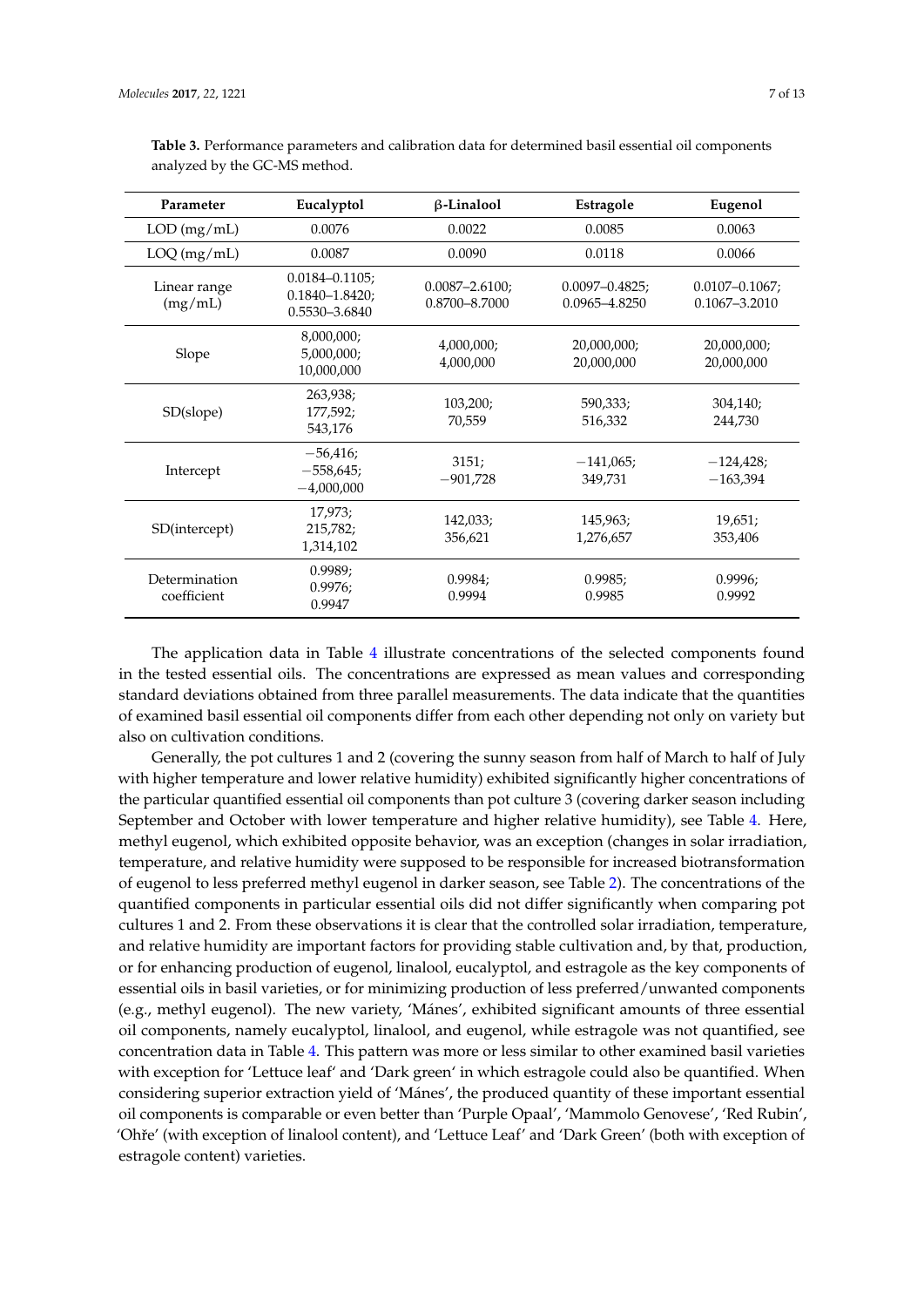**Table 3.** Performance parameters and calibration data for determined basil essential oil components analyzed by the GC-MS method.

| Parameter | Eucalyptol | β-Linalool | Estragole | Eugenol |
|---|---|---|---|---|
| LOD (mg/mL) | 0.0076 | 0.0022 | 0.0085 | 0.0063 |
| LOQ (mg/mL) | 0.0087 | 0.0090 | 0.0118 | 0.0066 |
| Linear range (mg/mL) | 0.0184–0.1105; 0.1840–1.8420; 0.5530–3.6840 | 0.0087–2.6100; 0.8700–8.7000 | 0.0097–0.4825; 0.0965–4.8250 | 0.0107–0.1067; 0.1067–3.2010 |
| Slope | 8,000,000; 5,000,000; 10,000,000 | 4,000,000; 4,000,000 | 20,000,000; 20,000,000 | 20,000,000; 20,000,000 |
| SD(slope) | 263,938; 177,592; 543,176 | 103,200; 70,559 | 590,333; 516,332 | 304,140; 244,730 |
| Intercept | −56,416; −558,645; −4,000,000 | 3151; −901,728 | −141,065; 349,731 | −124,428; −163,394 |
| SD(intercept) | 17,973; 215,782; 1,314,102 | 142,033; 356,621 | 145,963; 1,276,657 | 19,651; 353,406 |
| Determination coefficient | 0.9989; 0.9976; 0.9947 | 0.9984; 0.9994 | 0.9985; 0.9985 | 0.9996; 0.9992 |

The application data in Table 4 illustrate concentrations of the selected components found in the tested essential oils. The concentrations are expressed as mean values and corresponding standard deviations obtained from three parallel measurements. The data indicate that the quantities of examined basil essential oil components differ from each other depending not only on variety but also on cultivation conditions.

Generally, the pot cultures 1 and 2 (covering the sunny season from half of March to half of July with higher temperature and lower relative humidity) exhibited significantly higher concentrations of the particular quantified essential oil components than pot culture 3 (covering darker season including September and October with lower temperature and higher relative humidity), see Table 4. Here, methyl eugenol, which exhibited opposite behavior, was an exception (changes in solar irradiation, temperature, and relative humidity were supposed to be responsible for increased biotransformation of eugenol to less preferred methyl eugenol in darker season, see Table 2). The concentrations of the quantified components in particular essential oils did not differ significantly when comparing pot cultures 1 and 2. From these observations it is clear that the controlled solar irradiation, temperature, and relative humidity are important factors for providing stable cultivation and, by that, production, or for enhancing production of eugenol, linalool, eucalyptol, and estragole as the key components of essential oils in basil varieties, or for minimizing production of less preferred/unwanted components (e.g., methyl eugenol). The new variety, 'Mánes', exhibited significant amounts of three essential oil components, namely eucalyptol, linalool, and eugenol, while estragole was not quantified, see concentration data in Table 4. This pattern was more or less similar to other examined basil varieties with exception for 'Lettuce leaf' and 'Dark green' in which estragole could also be quantified. When considering superior extraction yield of 'Mánes', the produced quantity of these important essential oil components is comparable or even better than 'Purple Opaal', 'Mammolo Genovese', 'Red Rubin', 'Ohře' (with exception of linalool content), and 'Lettuce Leaf' and 'Dark Green' (both with exception of estragole content) varieties.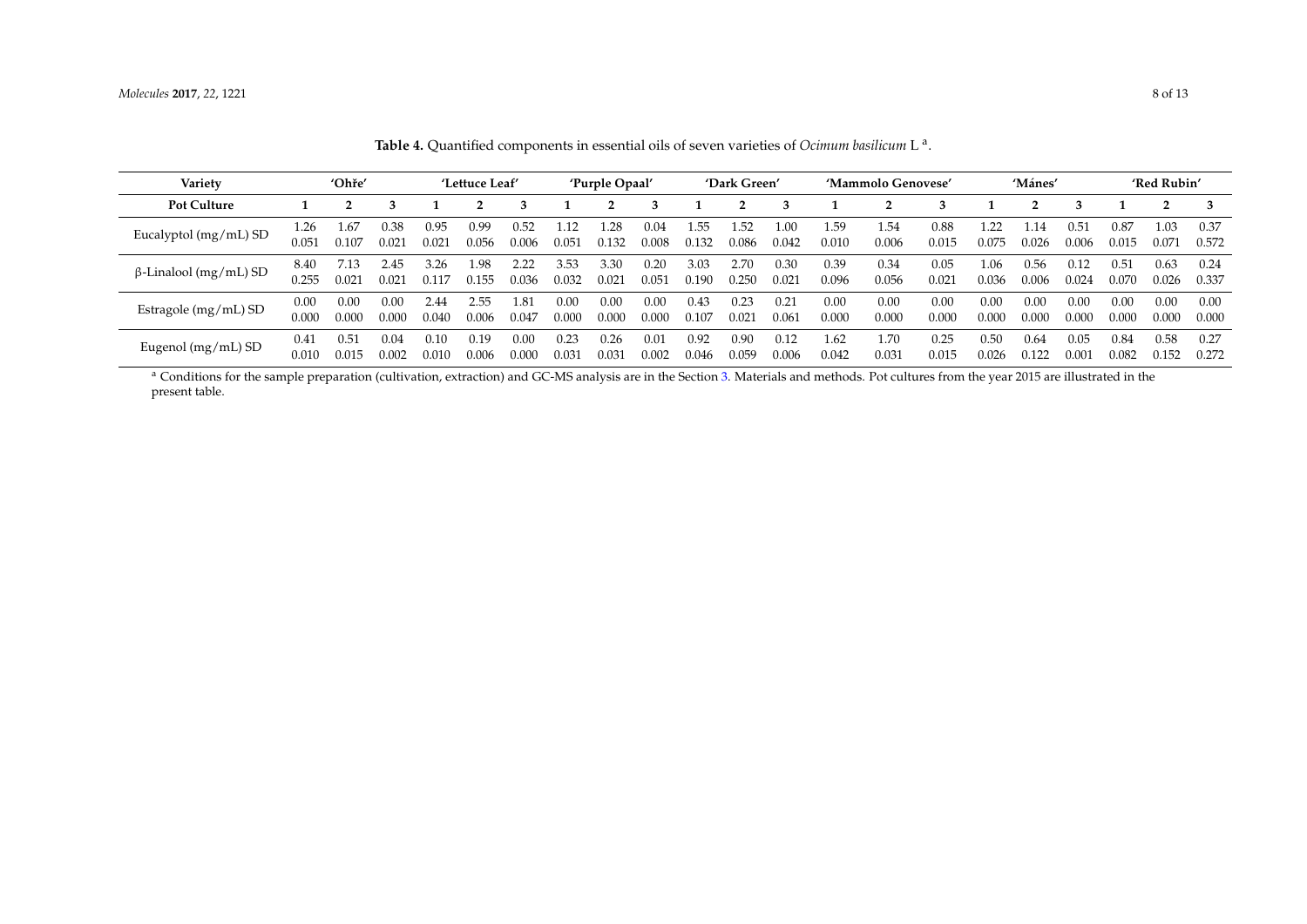**Table 4.** Quantified components in essential oils of seven varieties of *Ocimum basilicum* L [a].

| Variety | 'Ohře' | | | 'Lettuce Leaf' | | | 'Purple Opaal' | | | 'Dark Green' | | | 'Mammolo Genovese' | | | 'Mánes' | | | 'Red Rubin' | | |
|---|---|---|---|---|---|---|---|---|---|---|---|---|---|---|---|---|---|---|---|---|---|
| **Pot Culture** | **1** | **2** | **3** | **1** | **2** | **3** | **1** | **2** | **3** | **1** | **2** | **3** | **1** | **2** | **3** | **1** | **2** | **3** | **1** | **2** | **3** |
| Eucalyptol (mg/mL) SD | 1.26 0.051 | 1.67 0.107 | 0.38 0.021 | 0.95 0.021 | 0.99 0.056 | 0.52 0.006 | 1.12 0.051 | 1.28 0.132 | 0.04 0.008 | 1.55 0.132 | 1.52 0.086 | 1.00 0.042 | 1.59 0.010 | 1.54 0.006 | 0.88 0.015 | 1.22 0.075 | 1.14 0.026 | 0.51 0.006 | 0.87 0.015 | 1.03 0.071 | 0.37 0.572 |
| β-Linalool (mg/mL) SD | 8.40 0.255 | 7.13 0.021 | 2.45 0.021 | 3.26 0.117 | 1.98 0.155 | 2.22 0.036 | 3.53 0.032 | 3.30 0.021 | 0.20 0.051 | 3.03 0.190 | 2.70 0.250 | 0.30 0.021 | 0.39 0.096 | 0.34 0.056 | 0.05 0.021 | 1.06 0.036 | 0.56 0.006 | 0.12 0.024 | 0.51 0.070 | 0.63 0.026 | 0.24 0.337 |
| Estragole (mg/mL) SD | 0.00 0.000 | 0.00 0.000 | 0.00 0.000 | 2.44 0.040 | 2.55 0.006 | 1.81 0.047 | 0.00 0.000 | 0.00 0.000 | 0.00 0.000 | 0.43 0.107 | 0.23 0.021 | 0.21 0.061 | 0.00 0.000 | 0.00 0.000 | 0.00 0.000 | 0.00 0.000 | 0.00 0.000 | 0.00 0.000 | 0.00 0.000 | 0.00 0.000 | 0.00 0.000 |
| Eugenol (mg/mL) SD | 0.41 0.010 | 0.51 0.015 | 0.04 0.002 | 0.10 0.010 | 0.19 0.006 | 0.00 0.000 | 0.23 0.031 | 0.26 0.031 | 0.01 0.002 | 0.92 0.046 | 0.90 0.059 | 0.12 0.006 | 1.62 0.042 | 1.70 0.031 | 0.25 0.015 | 0.50 0.026 | 0.64 0.122 | 0.05 0.001 | 0.84 0.082 | 0.58 0.152 | 0.27 0.272 |

[a] Conditions for the sample preparation (cultivation, extraction) and GC-MS analysis are in the Section 3. Materials and methods. Pot cultures from the year 2015 are illustrated in the present table.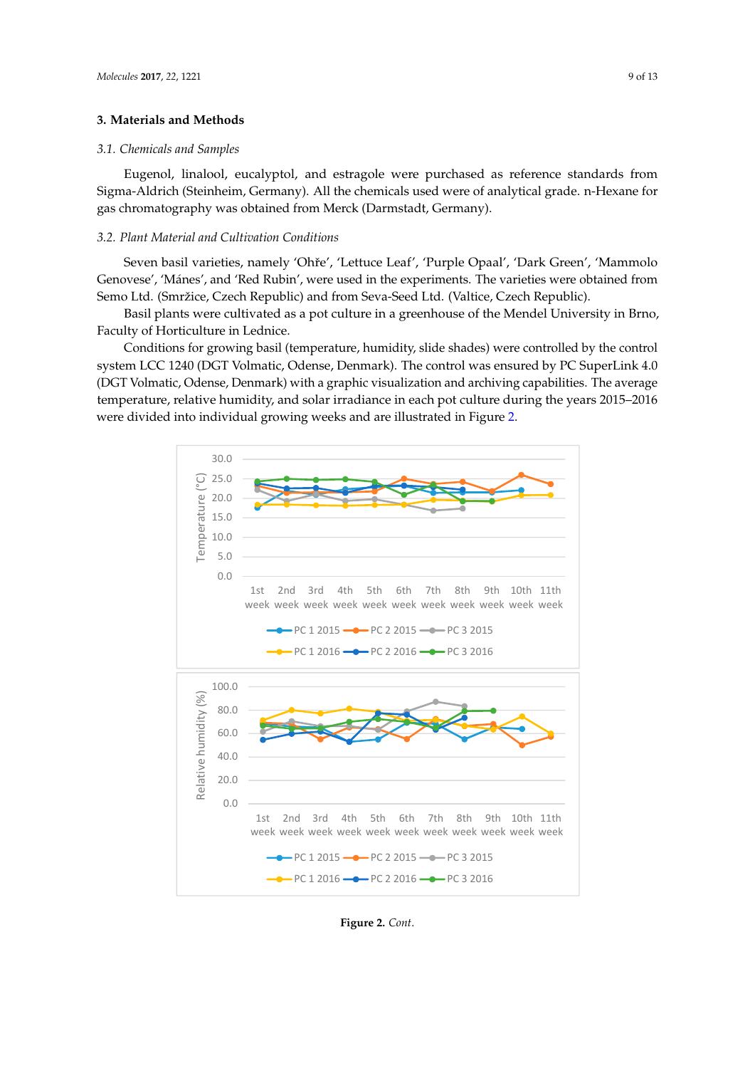## 3. Materials and Methods

### 3.1. Chemicals and Samples

Eugenol, linalool, eucalyptol, and estragole were purchased as reference standards from Sigma-Aldrich (Steinheim, Germany). All the chemicals used were of analytical grade. n-Hexane for gas chromatography was obtained from Merck (Darmstadt, Germany).

### 3.2. Plant Material and Cultivation Conditions

Seven basil varieties, namely 'Ohře', 'Lettuce Leaf', 'Purple Opaal', 'Dark Green', 'Mammolo Genovese', 'Mánes', and 'Red Rubin', were used in the experiments. The varieties were obtained from Semo Ltd. (Smržice, Czech Republic) and from Seva-Seed Ltd. (Valtice, Czech Republic).

Basil plants were cultivated as a pot culture in a greenhouse of the Mendel University in Brno, Faculty of Horticulture in Lednice.

Conditions for growing basil (temperature, humidity, slide shades) were controlled by the control system LCC 1240 (DGT Volmatic, Odense, Denmark). The control was ensured by PC SuperLink 4.0 (DGT Volmatic, Odense, Denmark) with a graphic visualization and archiving capabilities. The average temperature, relative humidity, and solar irradiance in each pot culture during the years 2015–2016 were divided into individual growing weeks and are illustrated in Figure 2.

**Figure 2.** *Cont.*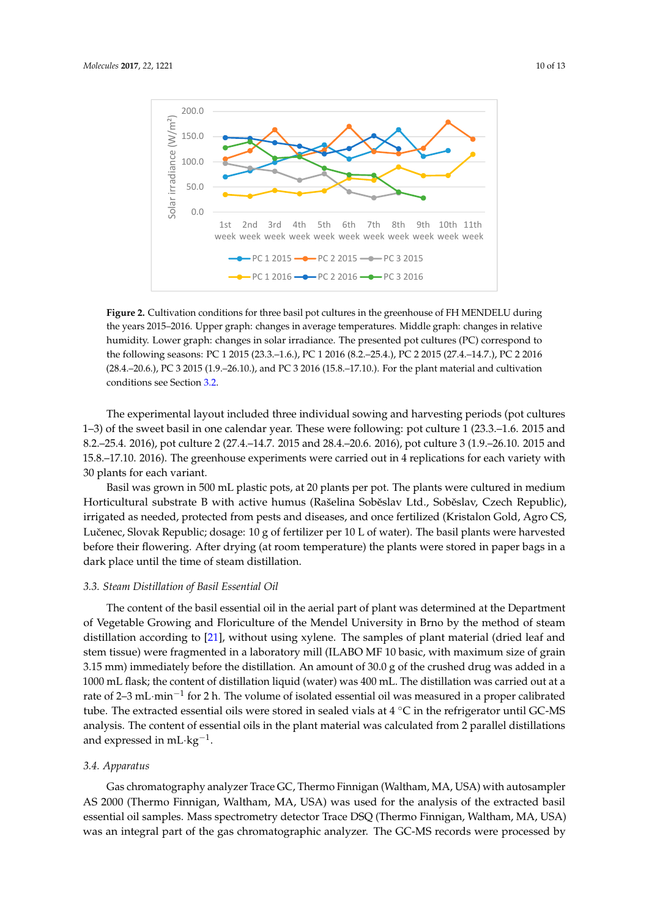**Figure 2.** Cultivation conditions for three basil pot cultures in the greenhouse of FH MENDELU during the years 2015–2016. Upper graph: changes in average temperatures. Middle graph: changes in relative humidity. Lower graph: changes in solar irradiance. The presented pot cultures (PC) correspond to the following seasons: PC 1 2015 (23.3.–1.6.), PC 1 2016 (8.2.–25.4.), PC 2 2015 (27.4.–14.7.), PC 2 2016 (28.4.–20.6.), PC 3 2015 (1.9.–26.10.), and PC 3 2016 (15.8.–17.10.). For the plant material and cultivation conditions see Section 3.2.

The experimental layout included three individual sowing and harvesting periods (pot cultures 1–3) of the sweet basil in one calendar year. These were following: pot culture 1 (23.3.–1.6. 2015 and 8.2.–25.4. 2016), pot culture 2 (27.4.–14.7. 2015 and 28.4.–20.6. 2016), pot culture 3 (1.9.–26.10. 2015 and 15.8.–17.10. 2016). The greenhouse experiments were carried out in 4 replications for each variety with 30 plants for each variant.

Basil was grown in 500 mL plastic pots, at 20 plants per pot. The plants were cultured in medium Horticultural substrate B with active humus (Rašelina Soběslav Ltd., Soběslav, Czech Republic), irrigated as needed, protected from pests and diseases, and once fertilized (Kristalon Gold, Agro CS, Lučenec, Slovak Republic; dosage: 10 g of fertilizer per 10 L of water). The basil plants were harvested before their flowering. After drying (at room temperature) the plants were stored in paper bags in a dark place until the time of steam distillation.

### 3.3. Steam Distillation of Basil Essential Oil

The content of the basil essential oil in the aerial part of plant was determined at the Department of Vegetable Growing and Floriculture of the Mendel University in Brno by the method of steam distillation according to [21], without using xylene. The samples of plant material (dried leaf and stem tissue) were fragmented in a laboratory mill (ILABO MF 10 basic, with maximum size of grain 3.15 mm) immediately before the distillation. An amount of 30.0 g of the crushed drug was added in a 1000 mL flask; the content of distillation liquid (water) was 400 mL. The distillation was carried out at a rate of 2–3 mL·min$^{-1}$ for 2 h. The volume of isolated essential oil was measured in a proper calibrated tube. The extracted essential oils were stored in sealed vials at 4 °C in the refrigerator until GC-MS analysis. The content of essential oils in the plant material was calculated from 2 parallel distillations and expressed in mL·kg$^{-1}$.

### 3.4. Apparatus

Gas chromatography analyzer Trace GC, Thermo Finnigan (Waltham, MA, USA) with autosampler AS 2000 (Thermo Finnigan, Waltham, MA, USA) was used for the analysis of the extracted basil essential oil samples. Mass spectrometry detector Trace DSQ (Thermo Finnigan, Waltham, MA, USA) was an integral part of the gas chromatographic analyzer. The GC-MS records were processed by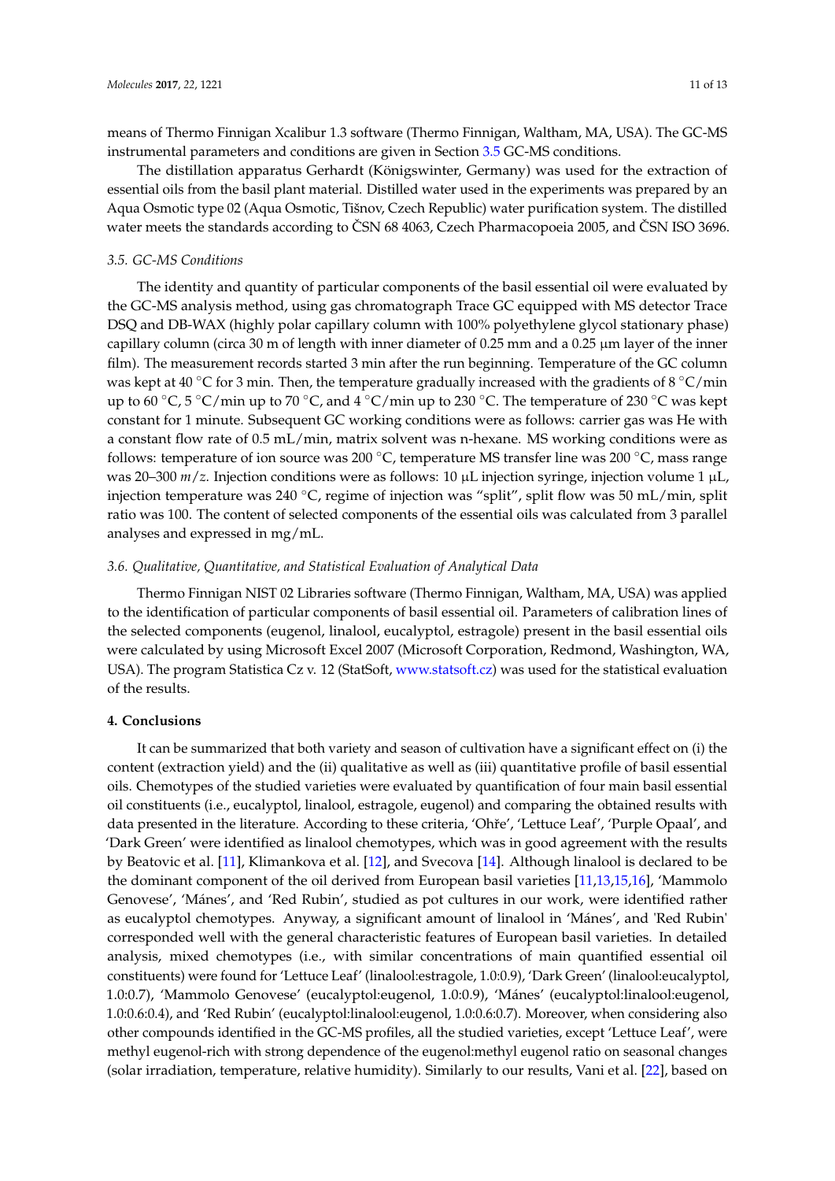means of Thermo Finnigan Xcalibur 1.3 software (Thermo Finnigan, Waltham, MA, USA). The GC-MS instrumental parameters and conditions are given in Section 3.5 GC-MS conditions.

The distillation apparatus Gerhardt (Königswinter, Germany) was used for the extraction of essential oils from the basil plant material. Distilled water used in the experiments was prepared by an Aqua Osmotic type 02 (Aqua Osmotic, Tišnov, Czech Republic) water purification system. The distilled water meets the standards according to ČSN 68 4063, Czech Pharmacopoeia 2005, and ČSN ISO 3696.

### 3.5. GC-MS Conditions

The identity and quantity of particular components of the basil essential oil were evaluated by the GC-MS analysis method, using gas chromatograph Trace GC equipped with MS detector Trace DSQ and DB-WAX (highly polar capillary column with 100% polyethylene glycol stationary phase) capillary column (circa 30 m of length with inner diameter of 0.25 mm and a 0.25 μm layer of the inner film). The measurement records started 3 min after the run beginning. Temperature of the GC column was kept at 40 °C for 3 min. Then, the temperature gradually increased with the gradients of 8 °C/min up to 60 °C, 5 °C/min up to 70 °C, and 4 °C/min up to 230 °C. The temperature of 230 °C was kept constant for 1 minute. Subsequent GC working conditions were as follows: carrier gas was He with a constant flow rate of 0.5 mL/min, matrix solvent was n-hexane. MS working conditions were as follows: temperature of ion source was 200 °C, temperature MS transfer line was 200 °C, mass range was 20–300 $m/z$. Injection conditions were as follows: 10 μL injection syringe, injection volume 1 μL, injection temperature was 240 °C, regime of injection was "split", split flow was 50 mL/min, split ratio was 100. The content of selected components of the essential oils was calculated from 3 parallel analyses and expressed in mg/mL.

### 3.6. Qualitative, Quantitative, and Statistical Evaluation of Analytical Data

Thermo Finnigan NIST 02 Libraries software (Thermo Finnigan, Waltham, MA, USA) was applied to the identification of particular components of basil essential oil. Parameters of calibration lines of the selected components (eugenol, linalool, eucalyptol, estragole) present in the basil essential oils were calculated by using Microsoft Excel 2007 (Microsoft Corporation, Redmond, Washington, WA, USA). The program Statistica Cz v. 12 (StatSoft, www.statsoft.cz) was used for the statistical evaluation of the results.

## 4. Conclusions

It can be summarized that both variety and season of cultivation have a significant effect on (i) the content (extraction yield) and the (ii) qualitative as well as (iii) quantitative profile of basil essential oils. Chemotypes of the studied varieties were evaluated by quantification of four main basil essential oil constituents (i.e., eucalyptol, linalool, estragole, eugenol) and comparing the obtained results with data presented in the literature. According to these criteria, 'Ohře', 'Lettuce Leaf', 'Purple Opaal', and 'Dark Green' were identified as linalool chemotypes, which was in good agreement with the results by Beatovic et al. [11], Klimankova et al. [12], and Svecova [14]. Although linalool is declared to be the dominant component of the oil derived from European basil varieties [11,13,15,16], 'Mammolo Genovese', 'Mánes', and 'Red Rubin', studied as pot cultures in our work, were identified rather as eucalyptol chemotypes. Anyway, a significant amount of linalool in 'Mánes', and 'Red Rubin' corresponded well with the general characteristic features of European basil varieties. In detailed analysis, mixed chemotypes (i.e., with similar concentrations of main quantified essential oil constituents) were found for 'Lettuce Leaf' (linalool:estragole, 1.0:0.9), 'Dark Green' (linalool:eucalyptol, 1.0:0.7), 'Mammolo Genovese' (eucalyptol:eugenol, 1.0:0.9), 'Mánes' (eucalyptol:linalool:eugenol, 1.0:0.6:0.4), and 'Red Rubin' (eucalyptol:linalool:eugenol, 1.0:0.6:0.7). Moreover, when considering also other compounds identified in the GC-MS profiles, all the studied varieties, except 'Lettuce Leaf', were methyl eugenol-rich with strong dependence of the eugenol:methyl eugenol ratio on seasonal changes (solar irradiation, temperature, relative humidity). Similarly to our results, Vani et al. [22], based on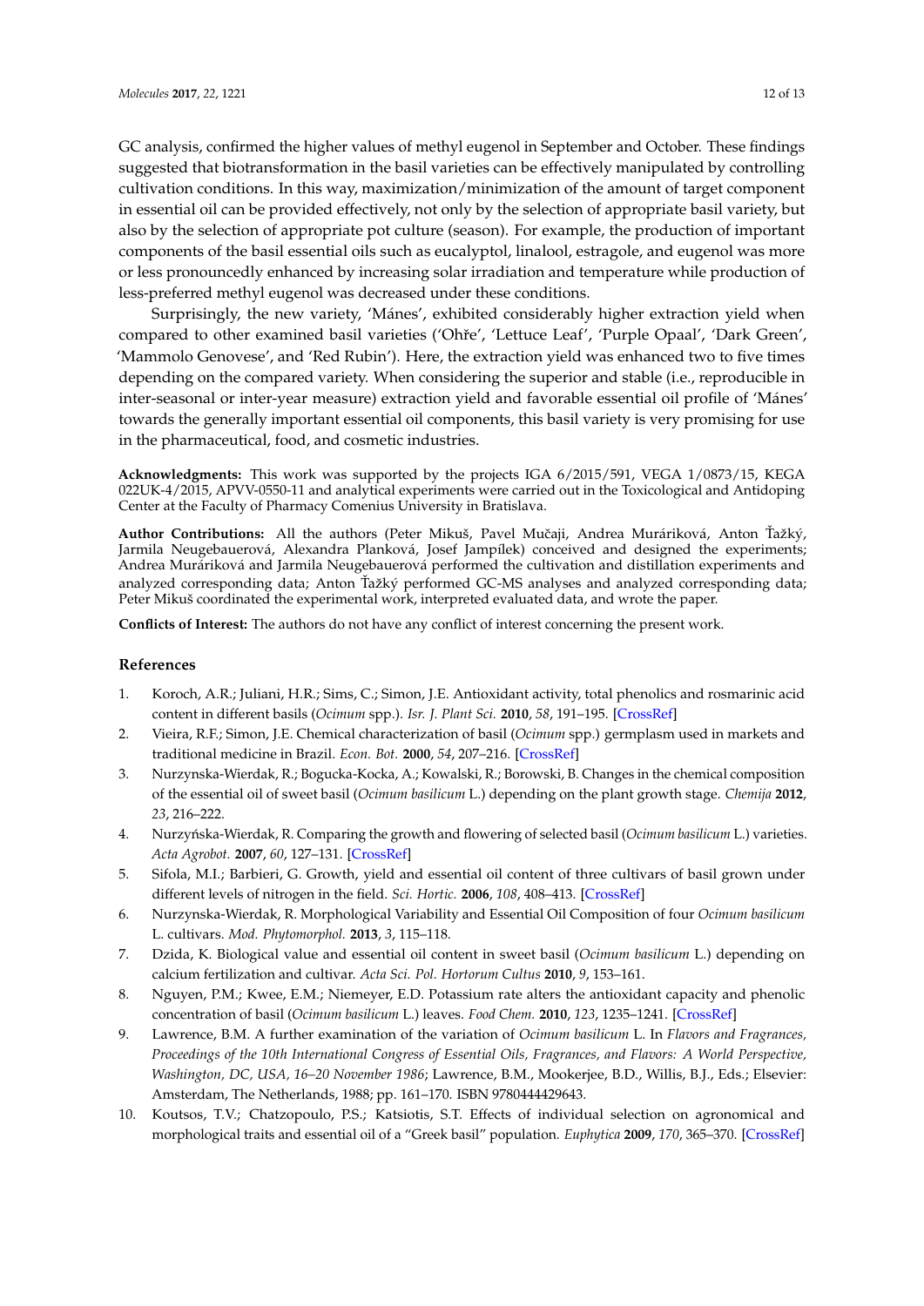GC analysis, confirmed the higher values of methyl eugenol in September and October. These findings suggested that biotransformation in the basil varieties can be effectively manipulated by controlling cultivation conditions. In this way, maximization/minimization of the amount of target component in essential oil can be provided effectively, not only by the selection of appropriate basil variety, but also by the selection of appropriate pot culture (season). For example, the production of important components of the basil essential oils such as eucalyptol, linalool, estragole, and eugenol was more or less pronouncedly enhanced by increasing solar irradiation and temperature while production of less-preferred methyl eugenol was decreased under these conditions.

Surprisingly, the new variety, 'Mánes', exhibited considerably higher extraction yield when compared to other examined basil varieties ('Ohře', 'Lettuce Leaf', 'Purple Opaal', 'Dark Green', 'Mammolo Genovese', and 'Red Rubin'). Here, the extraction yield was enhanced two to five times depending on the compared variety. When considering the superior and stable (i.e., reproducible in inter-seasonal or inter-year measure) extraction yield and favorable essential oil profile of 'Mánes' towards the generally important essential oil components, this basil variety is very promising for use in the pharmaceutical, food, and cosmetic industries.

**Acknowledgments:** This work was supported by the projects IGA 6/2015/591, VEGA 1/0873/15, KEGA 022UK-4/2015, APVV-0550-11 and analytical experiments were carried out in the Toxicological and Antidoping Center at the Faculty of Pharmacy Comenius University in Bratislava.

**Author Contributions:** All the authors (Peter Mikuš, Pavel Mučaji, Andrea Muráriková, Anton Ťažký, Jarmila Neugebauerová, Alexandra Planková, Josef Jampílek) conceived and designed the experiments; Andrea Muráriková and Jarmila Neugebauerová performed the cultivation and distillation experiments and analyzed corresponding data; Anton Ťažký performed GC-MS analyses and analyzed corresponding data; Peter Mikuš coordinated the experimental work, interpreted evaluated data, and wrote the paper.

**Conflicts of Interest:** The authors do not have any conflict of interest concerning the present work.

## References

1. Koroch, A.R.; Juliani, H.R.; Sims, C.; Simon, J.E. Antioxidant activity, total phenolics and rosmarinic acid content in different basils (*Ocimum* spp.). *Isr. J. Plant Sci.* **2010**, *58*, 191–195. [CrossRef]
2. Vieira, R.F.; Simon, J.E. Chemical characterization of basil (*Ocimum* spp.) germplasm used in markets and traditional medicine in Brazil. *Econ. Bot.* **2000**, *54*, 207–216. [CrossRef]
3. Nurzynska-Wierdak, R.; Bogucka-Kocka, A.; Kowalski, R.; Borowski, B. Changes in the chemical composition of the essential oil of sweet basil (*Ocimum basilicum* L.) depending on the plant growth stage. *Chemija* **2012**, *23*, 216–222.
4. Nurzyńska-Wierdak, R. Comparing the growth and flowering of selected basil (*Ocimum basilicum* L.) varieties. *Acta Agrobot.* **2007**, *60*, 127–131. [CrossRef]
5. Sifola, M.I.; Barbieri, G. Growth, yield and essential oil content of three cultivars of basil grown under different levels of nitrogen in the field. *Sci. Hortic.* **2006**, *108*, 408–413. [CrossRef]
6. Nurzynska-Wierdak, R. Morphological Variability and Essential Oil Composition of four *Ocimum basilicum* L. cultivars. *Mod. Phytomorphol.* **2013**, *3*, 115–118.
7. Dzida, K. Biological value and essential oil content in sweet basil (*Ocimum basilicum* L.) depending on calcium fertilization and cultivar. *Acta Sci. Pol. Hortorum Cultus* **2010**, *9*, 153–161.
8. Nguyen, P.M.; Kwee, E.M.; Niemeyer, E.D. Potassium rate alters the antioxidant capacity and phenolic concentration of basil (*Ocimum basilicum* L.) leaves. *Food Chem.* **2010**, *123*, 1235–1241. [CrossRef]
9. Lawrence, B.M. A further examination of the variation of *Ocimum basilicum* L. In *Flavors and Fragrances, Proceedings of the 10th International Congress of Essential Oils, Fragrances, and Flavors: A World Perspective, Washington, DC, USA, 16–20 November 1986*; Lawrence, B.M., Mookerjee, B.D., Willis, B.J., Eds.; Elsevier: Amsterdam, The Netherlands, 1988; pp. 161–170. ISBN 9780444429643.
10. Koutsos, T.V.; Chatzopoulo, P.S.; Katsiotis, S.T. Effects of individual selection on agronomical and morphological traits and essential oil of a "Greek basil" population. *Euphytica* **2009**, *170*, 365–370. [CrossRef]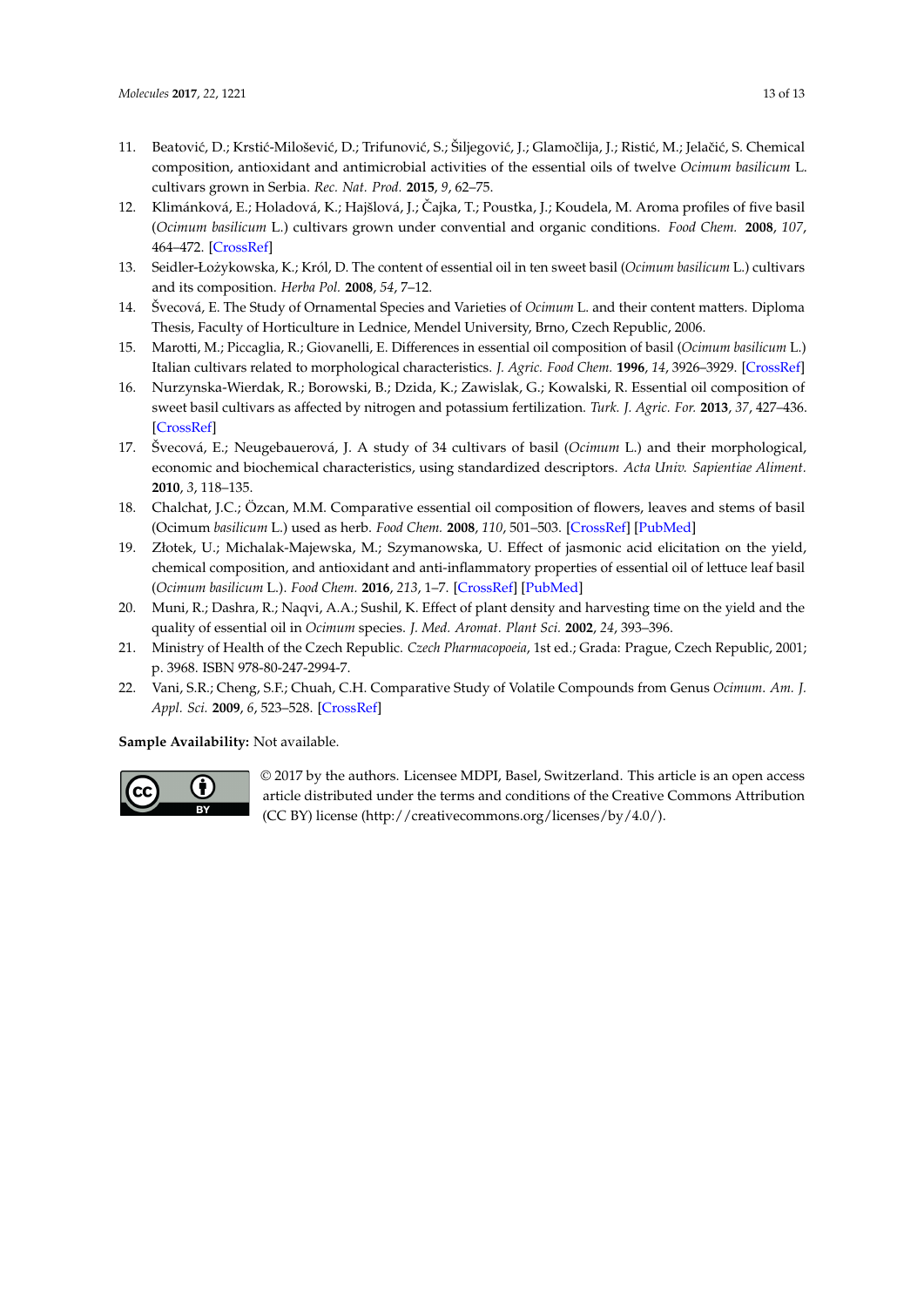11. Beatović, D.; Krstić-Milošević, D.; Trifunović, S.; Šiljegović, J.; Glamočlija, J.; Ristić, M.; Jelačić, S. Chemical composition, antioxidant and antimicrobial activities of the essential oils of twelve *Ocimum basilicum* L. cultivars grown in Serbia. *Rec. Nat. Prod.* **2015**, *9*, 62–75.
12. Klimánková, E.; Holadová, K.; Hajšlová, J.; Čajka, T.; Poustka, J.; Koudela, M. Aroma profiles of five basil (*Ocimum basilicum* L.) cultivars grown under convential and organic conditions. *Food Chem.* **2008**, *107*, 464–472. [CrossRef]
13. Seidler-Łożykowska, K.; Król, D. The content of essential oil in ten sweet basil (*Ocimum basilicum* L.) cultivars and its composition. *Herba Pol.* **2008**, *54*, 7–12.
14. Švecová, E. The Study of Ornamental Species and Varieties of *Ocimum* L. and their content matters. Diploma Thesis, Faculty of Horticulture in Lednice, Mendel University, Brno, Czech Republic, 2006.
15. Marotti, M.; Piccaglia, R.; Giovanelli, E. Differences in essential oil composition of basil (*Ocimum basilicum* L.) Italian cultivars related to morphological characteristics. *J. Agric. Food Chem.* **1996**, *14*, 3926–3929. [CrossRef]
16. Nurzynska-Wierdak, R.; Borowski, B.; Dzida, K.; Zawislak, G.; Kowalski, R. Essential oil composition of sweet basil cultivars as affected by nitrogen and potassium fertilization. *Turk. J. Agric. For.* **2013**, *37*, 427–436. [CrossRef]
17. Švecová, E.; Neugebauerová, J. A study of 34 cultivars of basil (*Ocimum* L.) and their morphological, economic and biochemical characteristics, using standardized descriptors. *Acta Univ. Sapientiae Aliment.* **2010**, *3*, 118–135.
18. Chalchat, J.C.; Özcan, M.M. Comparative essential oil composition of flowers, leaves and stems of basil (Ocimum *basilicum* L.) used as herb. *Food Chem.* **2008**, *110*, 501–503. [CrossRef] [PubMed]
19. Złotek, U.; Michalak-Majewska, M.; Szymanowska, U. Effect of jasmonic acid elicitation on the yield, chemical composition, and antioxidant and anti-inflammatory properties of essential oil of lettuce leaf basil (*Ocimum basilicum* L.). *Food Chem.* **2016**, *213*, 1–7. [CrossRef] [PubMed]
20. Muni, R.; Dashra, R.; Naqvi, A.A.; Sushil, K. Effect of plant density and harvesting time on the yield and the quality of essential oil in *Ocimum* species. *J. Med. Aromat. Plant Sci.* **2002**, *24*, 393–396.
21. Ministry of Health of the Czech Republic. *Czech Pharmacopoeia*, 1st ed.; Grada: Prague, Czech Republic, 2001; p. 3968. ISBN 978-80-247-2994-7.
22. Vani, S.R.; Cheng, S.F.; Chuah, C.H. Comparative Study of Volatile Compounds from Genus *Ocimum*. *Am. J. Appl. Sci.* **2009**, *6*, 523–528. [CrossRef]

**Sample Availability:** Not available.

© 2017 by the authors. Licensee MDPI, Basel, Switzerland. This article is an open access article distributed under the terms and conditions of the Creative Commons Attribution (CC BY) license (http://creativecommons.org/licenses/by/4.0/).